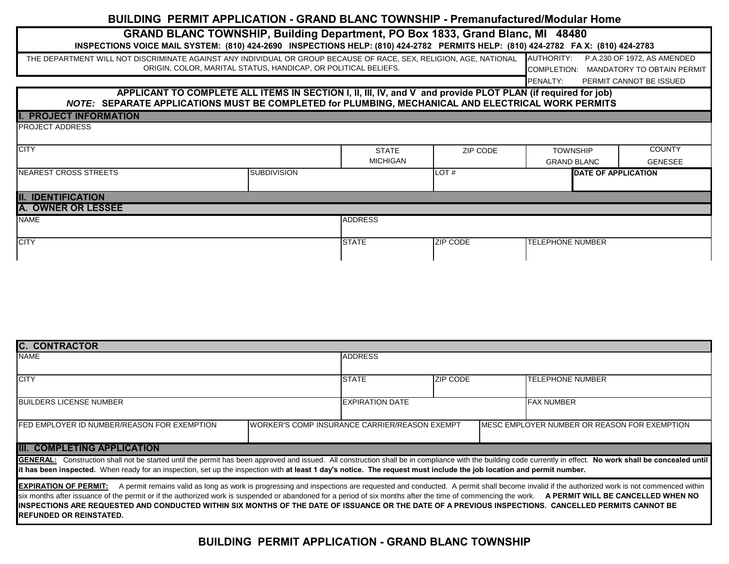# BUILDING PERMIT APPLICATION - GRAND BLANC TOWNSHIP - Premanufactured/Modular Home

## GRAND BLANC TOWNSHIP, Building Department, PO Box 1833, Grand Blanc, MI 48480

**INSPECTIONS VOICE MAIL SYSTEM: (810) 424-2690 INSPECTIONS HELP: (810) 424-2782 PERMITS HELP: (810) 424-2782 FA X: (810) 424-2783**

| THE DEPARTMENT WILL NOT DISCRIMINATE AGAINST ANY INDIVIDUAL OR GROUP BECAUSE OF RACE, SEX, RELIGION, AGE, NATIONAL ORIGIN, COLOR, MARITAL STATUS, HANDICAP, OR POLITICAL BELIEFS. | AUTHORITY: P.A.230 OF 1972, AS AMENDED<br>COMPLETION: MANDATORY TO OBTAIN PERMIT<br>PENALTY: PERMIT CANNOT BE ISSUED |
|---|---|

**APPLICANT TO COMPLETE ALL ITEMS IN SECTION I, II, III, IV, and V and provide PLOT PLAN (if required for job)**

***NOTE:* SEPARATE APPLICATIONS MUST BE COMPLETED for PLUMBING, MECHANICAL AND ELECTRICAL WORK PERMITS**

## I. PROJECT INFORMATION

| PROJECT ADDRESS | | | | | |
|---|---|---|---|---|---|
| CITY | | STATE<br>MICHIGAN | ZIP CODE | TOWNSHIP<br>GRAND BLANC | COUNTY<br>GENESEE |
| NEAREST CROSS STREETS | SUBDIVISION | | LOT # | | **DATE OF APPLICATION** |

## II. IDENTIFICATION

### A. OWNER OR LESSEE

| NAME | ADDRESS | | |
|---|---|---|---|
| CITY | STATE | ZIP CODE | TELEPHONE NUMBER |

### C. CONTRACTOR

| NAME | | ADDRESS | | |
|---|---|---|---|---|
| CITY | | STATE | ZIP CODE | TELEPHONE NUMBER |
| BUILDERS LICENSE NUMBER | | EXPIRATION DATE | | FAX NUMBER |
| FED EMPLOYER ID NUMBER/REASON FOR EXEMPTION | WORKER'S COMP INSURANCE CARRIER/REASON EXEMPT | | MESC EMPLOYER NUMBER OR REASON FOR EXEMPTION | |

## III. COMPLETING APPLICATION

**GENERAL:** Construction shall not be started until the permit has been approved and issued. All construction shall be in compliance with the building code currently in effect. **No work shall be concealed until it has been inspected.** When ready for an inspection, set up the inspection with **at least 1 day's notice. The request must include the job location and permit number.**

**EXPIRATION OF PERMIT:** A permit remains valid as long as work is progressing and inspections are requested and conducted. A permit shall become invalid if the authorized work is not commenced within six months after issuance of the permit or if the authorized work is suspended or abandoned for a period of six months after the time of commencing the work. **A PERMIT WILL BE CANCELLED WHEN NO INSPECTIONS ARE REQUESTED AND CONDUCTED WITHIN SIX MONTHS OF THE DATE OF ISSUANCE OR THE DATE OF A PREVIOUS INSPECTIONS. CANCELLED PERMITS CANNOT BE REFUNDED OR REINSTATED.**

**BUILDING PERMIT APPLICATION - GRAND BLANC TOWNSHIP**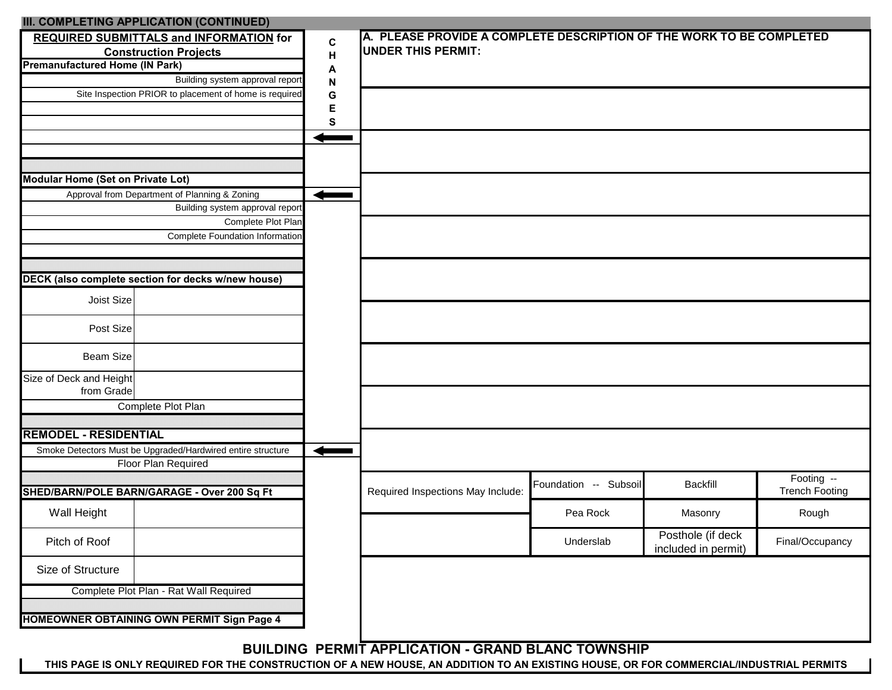## III. COMPLETING APPLICATION (CONTINUED)

**REQUIRED SUBMITTALS and INFORMATION for Construction Projects**

**Premanufactured Home (IN Park)**

- Building system approval report
- Site Inspection PRIOR to placement of home is required

**CHANGES**

**Modular Home (Set on Private Lot)**

- Approval from Department of Planning & Zoning ←
- Building system approval report
- Complete Plot Plan
- Complete Foundation Information

**DECK (also complete section for decks w/new house)**

| | |
|---|---|
| Joist Size | |
| Post Size | |
| Beam Size | |
| Size of Deck and Height from Grade | |

Complete Plot Plan

**REMODEL - RESIDENTIAL**

- Smoke Detectors Must be Upgraded/Hardwired entire structure ←
- Floor Plan Required

**SHED/BARN/POLE BARN/GARAGE - Over 200 Sq Ft**

| | |
|---|---|
| Wall Height | |
| Pitch of Roof | |
| Size of Structure | |

Complete Plot Plan - Rat Wall Required

**HOMEOWNER OBTAINING OWN PERMIT Sign Page 4**

**A. PLEASE PROVIDE A COMPLETE DESCRIPTION OF THE WORK TO BE COMPLETED UNDER THIS PERMIT:**

| Required Inspections May Include: | Foundation -- Subsoil | Backfill | Footing -- Trench Footing |
|---|---|---|---|
| | Pea Rock | Masonry | Rough |
| | Underslab | Posthole (if deck included in permit) | Final/Occupancy |

**BUILDING PERMIT APPLICATION - GRAND BLANC TOWNSHIP**

**THIS PAGE IS ONLY REQUIRED FOR THE CONSTRUCTION OF A NEW HOUSE, AN ADDITION TO AN EXISTING HOUSE, OR FOR COMMERCIAL/INDUSTRIAL PERMITS**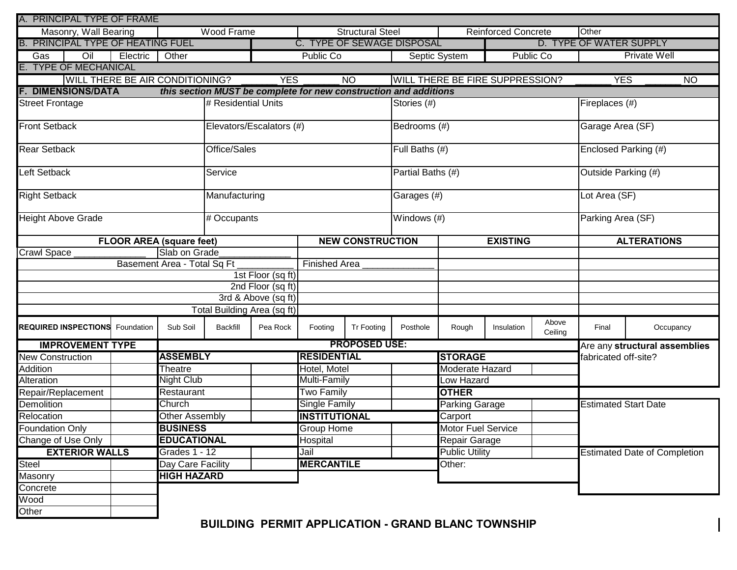## A. PRINCIPAL TYPE OF FRAME

| Masonry, Wall Bearing | Wood Frame | Structural Steel | Reinforced Concrete | Other |
|---|---|---|---|---|

| B. PRINCIPAL TYPE OF HEATING FUEL | | | | C. TYPE OF SEWAGE DISPOSAL | | D. TYPE OF WATER SUPPLY | |
|---|---|---|---|---|---|---|---|
| Gas | Oil | Electric | Other | Public Co | Septic System | Public Co | Private Well |

## E. TYPE OF MECHANICAL

WILL THERE BE AIR CONDITIONING? _______ YES _______ NO

WILL THERE BE FIRE SUPPRESSION? _______ YES _______ NO

## F. DIMENSIONS/DATA *this section MUST be complete for new construction and additions*

| | | | |
|---|---|---|---|
| Street Frontage | # Residential Units | Stories (#) | Fireplaces (#) |
| Front Setback | Elevators/Escalators (#) | Bedrooms (#) | Garage Area (SF) |
| Rear Setback | Office/Sales | Full Baths (#) | Enclosed Parking (#) |
| Left Setback | Service | Partial Baths (#) | Outside Parking (#) |
| Right Setback | Manufacturing | Garages (#) | Lot Area (SF) |
| Height Above Grade | # Occupants | Windows (#) | Parking Area (SF) |

| FLOOR AREA (square feet) | NEW CONSTRUCTION | EXISTING | ALTERATIONS |
|---|---|---|---|
| Crawl Space ______________ Slab on Grade______________ | | | |
| Basement Area - Total Sq Ft ___________ | Finished Area ______________ | | |
| 1st Floor (sq ft) | | | |
| 2nd Floor (sq ft) | | | |
| 3rd & Above (sq ft) | | | |
| Total Building Area (sq ft) | | | |

| REQUIRED INSPECTIONS | Foundation | Sub Soil | Backfill | Pea Rock | Footing | Tr Footing | Posthole | Rough | Insulation | Above Ceiling | Final | Occupancy |
|---|---|---|---|---|---|---|---|---|---|---|---|---|

| IMPROVEMENT TYPE | |
|---|---|
| New Construction | |
| Addition | |
| Alteration | |
| Repair/Replacement | |
| Demolition | |
| Relocation | |
| Foundation Only | |
| Change of Use Only | |

| EXTERIOR WALLS | |
|---|---|
| Steel | |
| Masonry | |
| Concrete | |
| Wood | |
| Other | |

**PROPOSED USE:**

| ASSEMBLY | | RESIDENTIAL | | STORAGE | |
|---|---|---|---|---|---|
| Theatre | | Hotel, Motel | | Moderate Hazard | |
| Night Club | | Multi-Family | | Low Hazard | |
| Restaurant | | Two Family | | **OTHER** | |
| Church | | Single Family | | Parking Garage | |
| Other Assembly | | **INSTITUTIONAL** | | Carport | |
| **BUSINESS** | | Group Home | | Motor Fuel Service | |
| **EDUCATIONAL** | | Hospital | | Repair Garage | |
| Grades 1 - 12 | | Jail | | Public Utility | |
| Day Care Facility | | **MERCANTILE** | | Other: | |
| **HIGH HAZARD** | | | | | |

Are any **structural assemblies** fabricated off-site?

Estimated Start Date

Estimated Date of Completion

**BUILDING PERMIT APPLICATION - GRAND BLANC TOWNSHIP**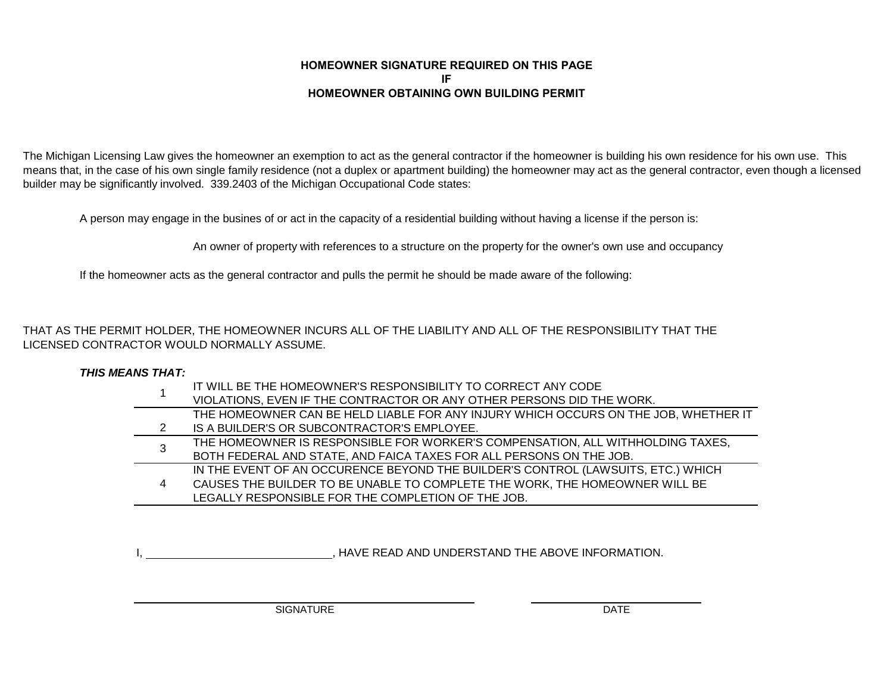**HOMEOWNER SIGNATURE REQUIRED ON THIS PAGE**
**IF**
**HOMEOWNER OBTAINING OWN BUILDING PERMIT**

The Michigan Licensing Law gives the homeowner an exemption to act as the general contractor if the homeowner is building his own residence for his own use. This means that, in the case of his own single family residence (not a duplex or apartment building) the homeowner may act as the general contractor, even though a licensed builder may be significantly involved. 339.2403 of the Michigan Occupational Code states:

> A person may engage in the busines of or act in the capacity of a residential building without having a license if the person is:
>
> > An owner of property with references to a structure on the property for the owner's own use and occupancy
>
> If the homeowner acts as the general contractor and pulls the permit he should be made aware of the following:

THAT AS THE PERMIT HOLDER, THE HOMEOWNER INCURS ALL OF THE LIABILITY AND ALL OF THE RESPONSIBILITY THAT THE LICENSED CONTRACTOR WOULD NORMALLY ASSUME.

***THIS MEANS THAT:***

| | |
|---|---|
| 1 | IT WILL BE THE HOMEOWNER'S RESPONSIBILITY TO CORRECT ANY CODE VIOLATIONS, EVEN IF THE CONTRACTOR OR ANY OTHER PERSONS DID THE WORK. |
| 2 | THE HOMEOWNER CAN BE HELD LIABLE FOR ANY INJURY WHICH OCCURS ON THE JOB, WHETHER IT IS A BUILDER'S OR SUBCONTRACTOR'S EMPLOYEE. |
| 3 | THE HOMEOWNER IS RESPONSIBLE FOR WORKER'S COMPENSATION, ALL WITHHOLDING TAXES, BOTH FEDERAL AND STATE, AND FAICA TAXES FOR ALL PERSONS ON THE JOB. |
| 4 | IN THE EVENT OF AN OCCURENCE BEYOND THE BUILDER'S CONTROL (LAWSUITS, ETC.) WHICH CAUSES THE BUILDER TO BE UNABLE TO COMPLETE THE WORK, THE HOMEOWNER WILL BE LEGALLY RESPONSIBLE FOR THE COMPLETION OF THE JOB. |

I, ______________________________, HAVE READ AND UNDERSTAND THE ABOVE INFORMATION.

______________________________________ SIGNATURE

______________________ DATE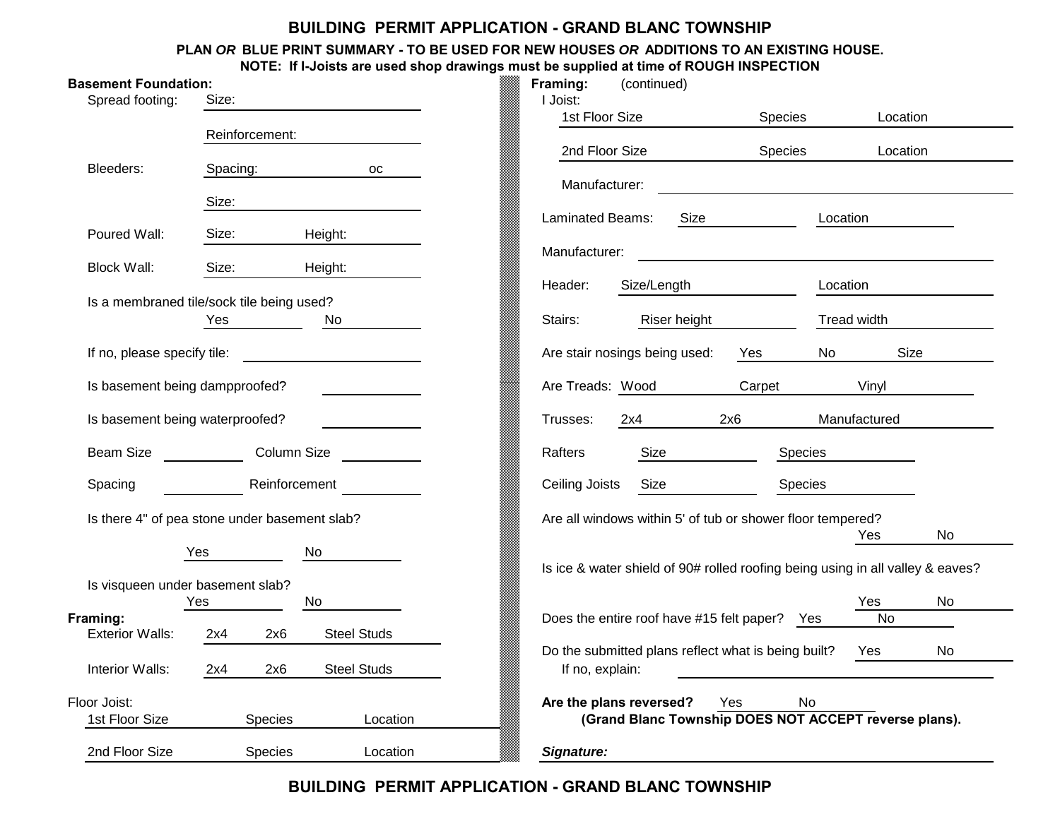# BUILDING PERMIT APPLICATION - GRAND BLANC TOWNSHIP

**PLAN *OR* BLUE PRINT SUMMARY - TO BE USED FOR NEW HOUSES *OR* ADDITIONS TO AN EXISTING HOUSE.**

**NOTE: If I-Joists are used shop drawings must be supplied at time of ROUGH INSPECTION**

**Basement Foundation:**

Spread footing: Size: ____________________

Reinforcement: ____________________

Bleeders: Spacing: __________ oc

Size: ____________________

Poured Wall: Size: __________ Height: __________

Block Wall: Size: __________ Height: __________

Is a membraned tile/sock tile being used?

Yes __________ No __________

If no, please specify tile: ____________________

Is basement being dampproofed? __________

Is basement being waterproofed? __________

Beam Size __________ Column Size __________

Spacing __________ Reinforcement __________

Is there 4" of pea stone under basement slab?

Yes __________ No __________

Is visqueen under basement slab?

Yes __________ No __________

**Framing:**

Exterior Walls: 2x4 2x6 Steel Studs

Interior Walls: 2x4 2x6 Steel Studs

Floor Joist:

1st Floor Size __________ Species __________ Location __________

2nd Floor Size __________ Species __________ Location __________

**Framing:** (continued)

I Joist:

1st Floor Size __________ Species __________ Location __________

2nd Floor Size __________ Species __________ Location __________

Manufacturer: ____________________

Laminated Beams: Size __________ Location __________

Manufacturer: ____________________

Header: Size/Length __________ Location __________

Stairs: Riser height __________ Tread width __________

Are stair nosings being used: Yes No Size __________

Are Treads: Wood Carpet Vinyl

Trusses: 2x4 2x6 Manufactured

Rafters Size __________ Species __________

Ceiling Joists Size __________ Species __________

Are all windows within 5' of tub or shower floor tempered?

Yes No

Is ice & water shield of 90# rolled roofing being using in all valley & eaves?

Yes No

Does the entire roof have #15 felt paper? Yes No

Do the submitted plans reflect what is being built? Yes No

If no, explain: ____________________

**Are the plans reversed?** Yes No

**(Grand Blanc Township DOES NOT ACCEPT reverse plans).**

***Signature:*** ____________________

**BUILDING PERMIT APPLICATION - GRAND BLANC TOWNSHIP**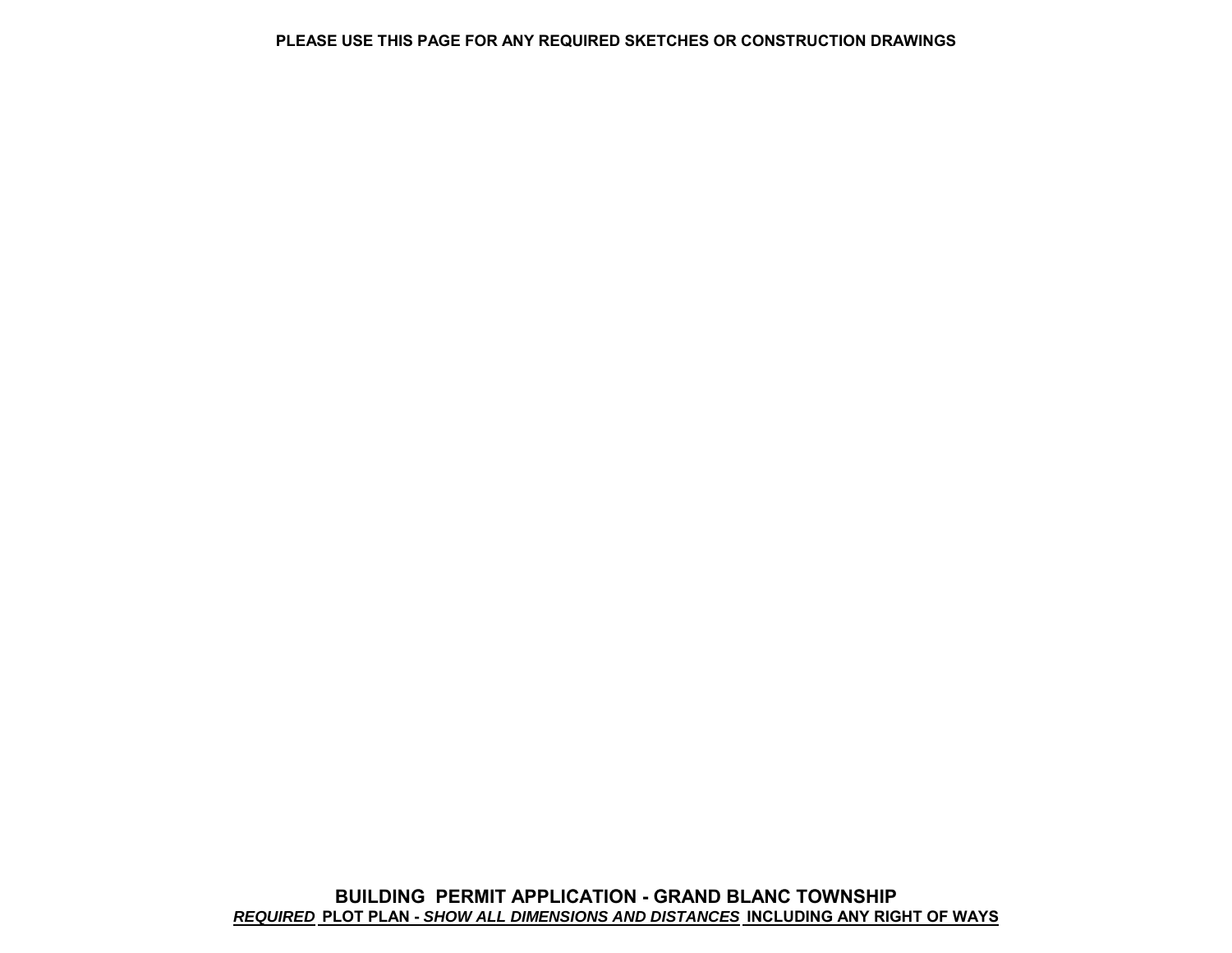**PLEASE USE THIS PAGE FOR ANY REQUIRED SKETCHES OR CONSTRUCTION DRAWINGS**

**BUILDING PERMIT APPLICATION - GRAND BLANC TOWNSHIP**

***REQUIRED*** **PLOT PLAN -** ***SHOW ALL DIMENSIONS AND DISTANCES*** **INCLUDING ANY RIGHT OF WAYS**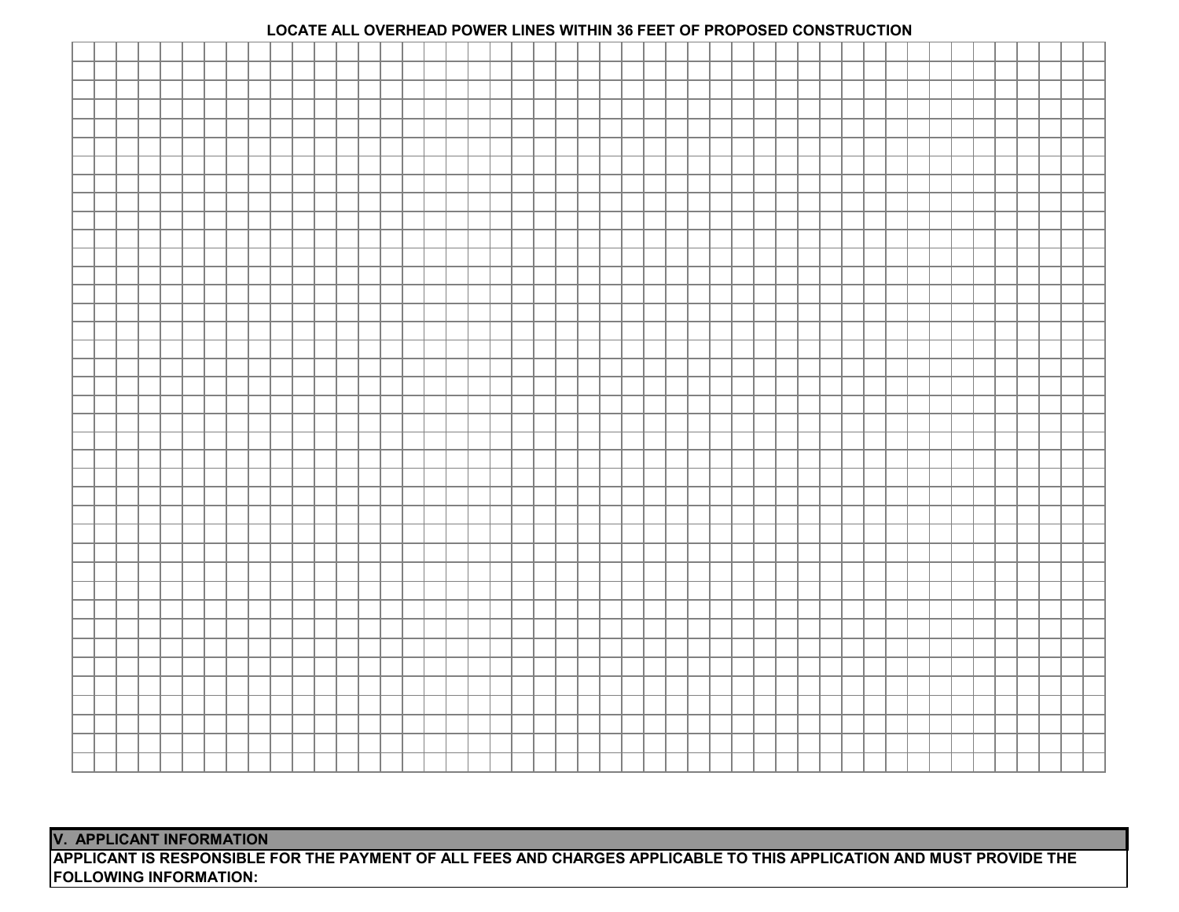**LOCATE ALL OVERHEAD POWER LINES WITHIN 36 FEET OF PROPOSED CONSTRUCTION**

## V. APPLICANT INFORMATION

**APPLICANT IS RESPONSIBLE FOR THE PAYMENT OF ALL FEES AND CHARGES APPLICABLE TO THIS APPLICATION AND MUST PROVIDE THE FOLLOWING INFORMATION:**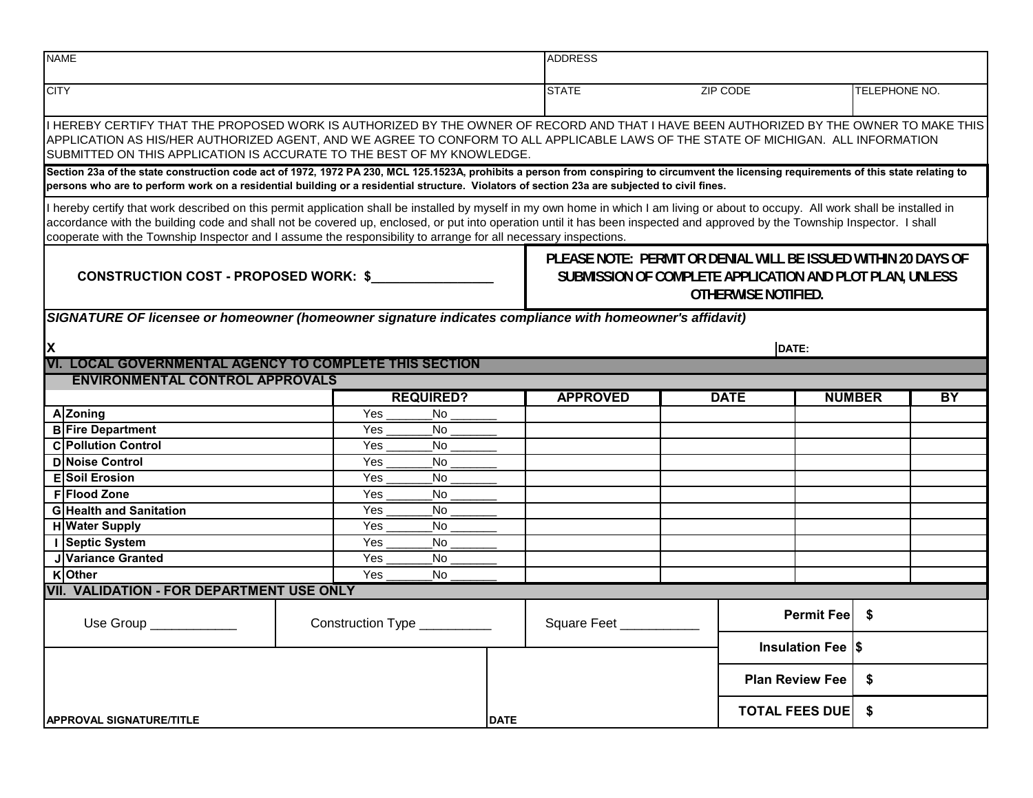| NAME | ADDRESS | | |
|---|---|---|---|
| CITY | STATE | ZIP CODE | TELEPHONE NO. |

I HEREBY CERTIFY THAT THE PROPOSED WORK IS AUTHORIZED BY THE OWNER OF RECORD AND THAT I HAVE BEEN AUTHORIZED BY THE OWNER TO MAKE THIS APPLICATION AS HIS/HER AUTHORIZED AGENT, AND WE AGREE TO CONFORM TO ALL APPLICABLE LAWS OF THE STATE OF MICHIGAN. ALL INFORMATION SUBMITTED ON THIS APPLICATION IS ACCURATE TO THE BEST OF MY KNOWLEDGE.

**Section 23a of the state construction code act of 1972, 1972 PA 230, MCL 125.1523A, prohibits a person from conspiring to circumvent the licensing requirements of this state relating to persons who are to perform work on a residential building or a residential structure. Violators of section 23a are subjected to civil fines.**

I hereby certify that work described on this permit application shall be installed by myself in my own home in which I am living or about to occupy. All work shall be installed in accordance with the building code and shall not be covered up, enclosed, or put into operation until it has been inspected and approved by the Township Inspector. I shall cooperate with the Township Inspector and I assume the responsibility to arrange for all necessary inspections.

**CONSTRUCTION COST - PROPOSED WORK: $_________________**

**PLEASE NOTE: PERMIT OR DENIAL WILL BE ISSUED WITHIN 20 DAYS OF SUBMISSION OF COMPLETE APPLICATION AND PLOT PLAN, UNLESS OTHERWISE NOTIFIED.**

***SIGNATURE OF licensee or homeowner (homeowner signature indicates compliance with homeowner's affidavit)***

**X** **DATE:**

## VI. LOCAL GOVERNMENTAL AGENCY TO COMPLETE THIS SECTION

### ENVIRONMENTAL CONTROL APPROVALS

| | | REQUIRED? | APPROVED | DATE | NUMBER | BY |
|---|---|---|---|---|---|---|
| A | Zoning | Yes _______No _______ | | | | |
| B | Fire Department | Yes _______No _______ | | | | |
| C | Pollution Control | Yes _______No _______ | | | | |
| D | Noise Control | Yes _______No _______ | | | | |
| E | Soil Erosion | Yes _______No _______ | | | | |
| F | Flood Zone | Yes _______No _______ | | | | |
| G | Health and Sanitation | Yes _______No _______ | | | | |
| H | Water Supply | Yes _______No _______ | | | | |
| I | Septic System | Yes _______No _______ | | | | |
| J | Variance Granted | Yes _______No _______ | | | | |
| K | Other | Yes _______No _______ | | | | |

## VII. VALIDATION - FOR DEPARTMENT USE ONLY

| | | | | |
|---|---|---|---|---|
| Use Group ____________ | Construction Type __________ | Square Feet ___________ | **Permit Fee** | **$** |
| | | | **Insulation Fee** | **$** |
| | | | **Plan Review Fee** | **$** |
| **APPROVAL SIGNATURE/TITLE** | **DATE** | | **TOTAL FEES DUE** | **$** |